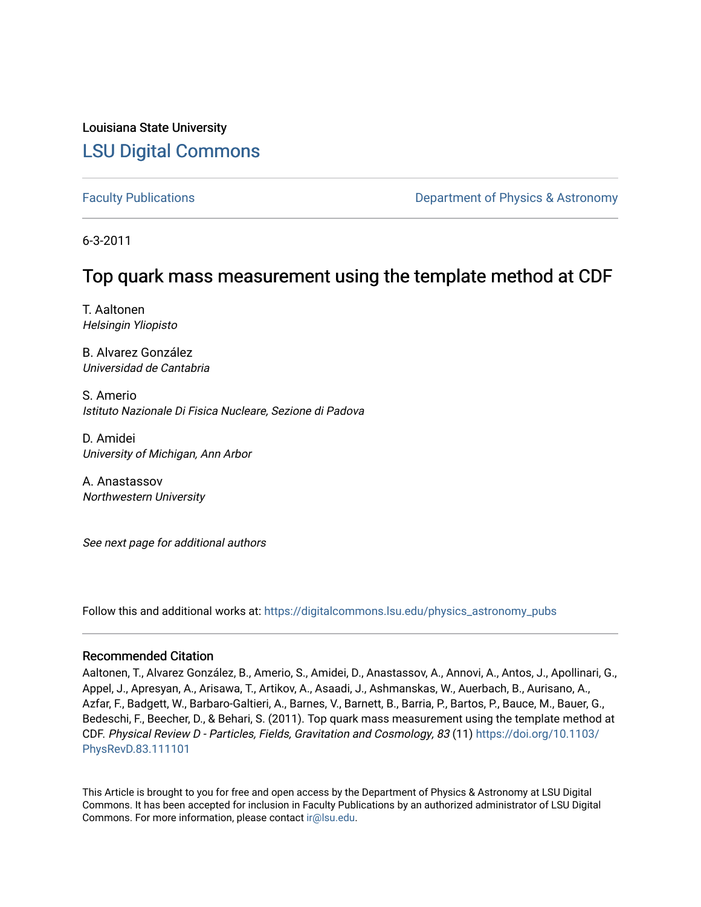Louisiana State University

# LSU Digital Commons

Faculty Publications

Department of Physics & Astronomy

6-3-2011

# Top quark mass measurement using the template method at CDF

T. Aaltonen
*Helsingin Yliopisto*

B. Alvarez González
*Universidad de Cantabria*

S. Amerio
*Istituto Nazionale Di Fisica Nucleare, Sezione di Padova*

D. Amidei
*University of Michigan, Ann Arbor*

A. Anastassov
*Northwestern University*

*See next page for additional authors*

Follow this and additional works at: https://digitalcommons.lsu.edu/physics_astronomy_pubs

### Recommended Citation

Aaltonen, T., Alvarez González, B., Amerio, S., Amidei, D., Anastassov, A., Annovi, A., Antos, J., Apollinari, G., Appel, J., Apresyan, A., Arisawa, T., Artikov, A., Asaadi, J., Ashmanskas, W., Auerbach, B., Aurisano, A., Azfar, F., Badgett, W., Barbaro-Galtieri, A., Barnes, V., Barnett, B., Barria, P., Bartos, P., Bauce, M., Bauer, G., Bedeschi, F., Beecher, D., & Behari, S. (2011). Top quark mass measurement using the template method at CDF. *Physical Review D - Particles, Fields, Gravitation and Cosmology, 83* (11) https://doi.org/10.1103/PhysRevD.83.111101

This Article is brought to you for free and open access by the Department of Physics & Astronomy at LSU Digital Commons. It has been accepted for inclusion in Faculty Publications by an authorized administrator of LSU Digital Commons. For more information, please contact ir@lsu.edu.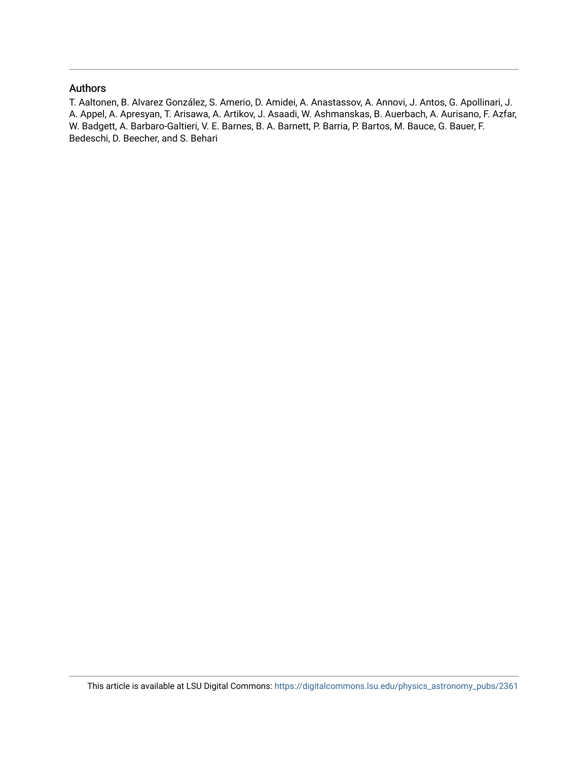## Authors

T. Aaltonen, B. Alvarez González, S. Amerio, D. Amidei, A. Anastassov, A. Annovi, J. Antos, G. Apollinari, J. A. Appel, A. Apresyan, T. Arisawa, A. Artikov, J. Asaadi, W. Ashmanskas, B. Auerbach, A. Aurisano, F. Azfar, W. Badgett, A. Barbaro-Galtieri, V. E. Barnes, B. A. Barnett, P. Barria, P. Bartos, M. Bauce, G. Bauer, F. Bedeschi, D. Beecher, and S. Behari

This article is available at LSU Digital Commons: https://digitalcommons.lsu.edu/physics_astronomy_pubs/2361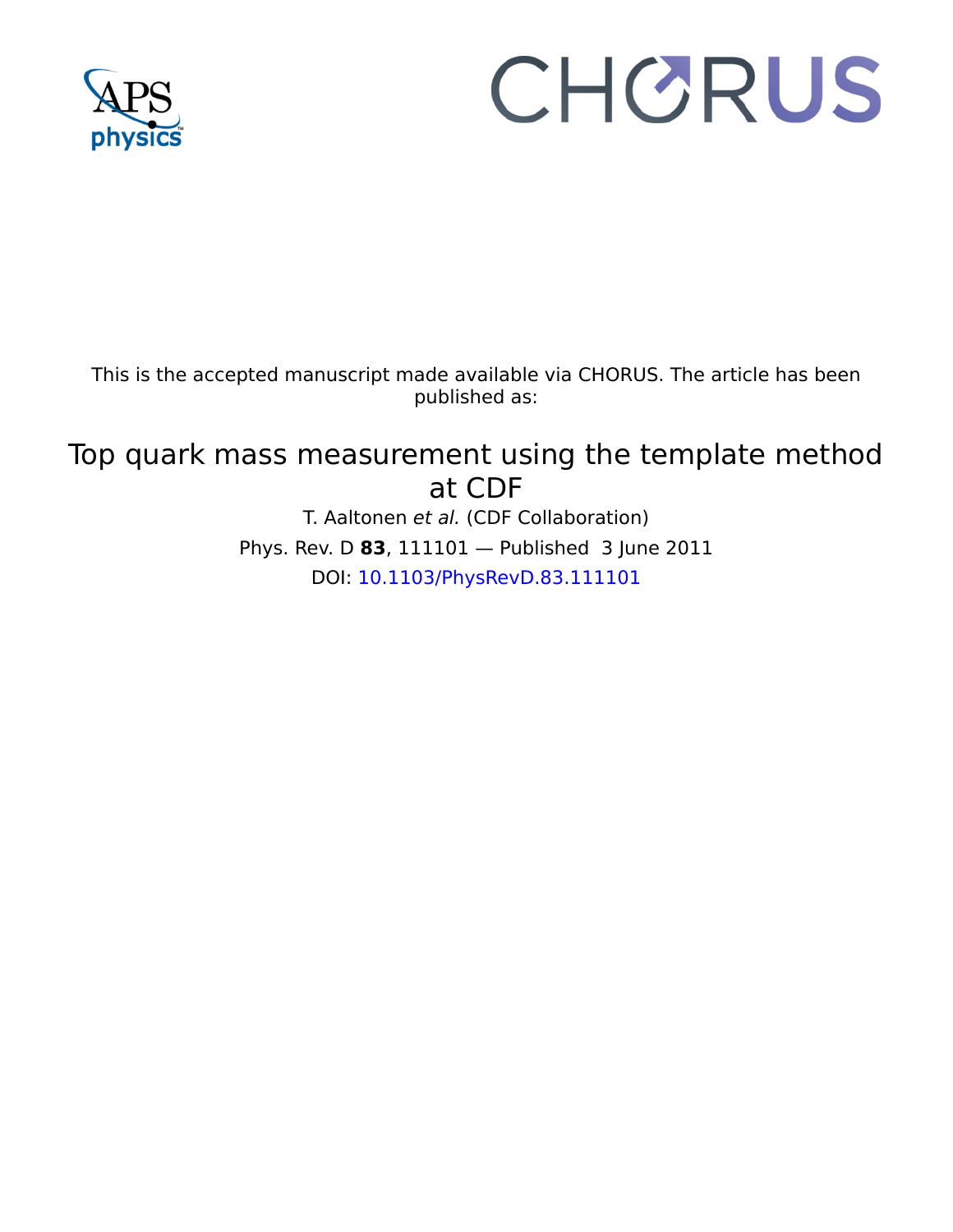This is the accepted manuscript made available via CHORUS. The article has been published as:

# Top quark mass measurement using the template method at CDF

T. Aaltonen *et al.* (CDF Collaboration)

Phys. Rev. D **83**, 111101 — Published 3 June 2011

DOI: 10.1103/PhysRevD.83.111101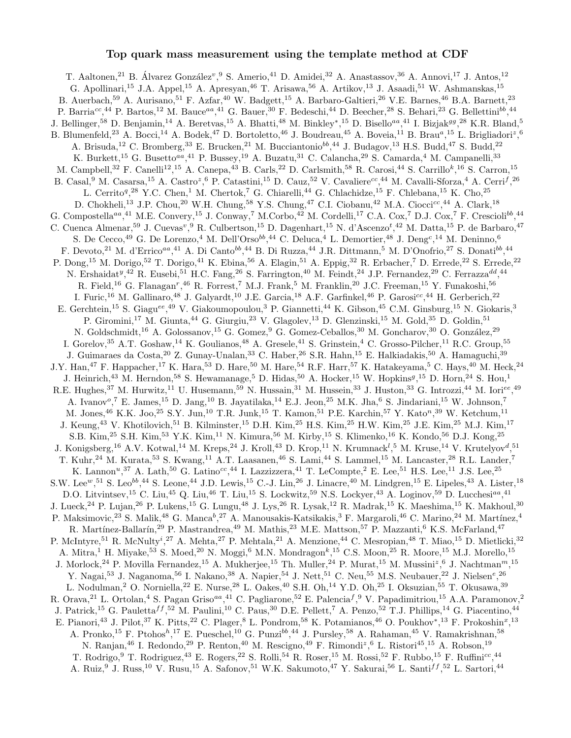# Top quark mass measurement using the template method at CDF

T. Aaltonen,[21] B. Álvarez González[v],[9] S. Amerio,[41] D. Amidei,[32] A. Anastassov,[36] A. Annovi,[17] J. Antos,[12] G. Apollinari,[15] J.A. Appel,[15] A. Apresyan,[46] T. Arisawa,[56] A. Artikov,[13] J. Asaadi,[51] W. Ashmanskas,[15] B. Auerbach,[59] A. Aurisano,[51] F. Azfar,[40] W. Badgett,[15] A. Barbaro-Galtieri,[26] V.E. Barnes,[46] B.A. Barnett,[23] P. Barria[cc],[44] P. Bartos,[12] M. Bauce[aa],[41] G. Bauer,[30] F. Bedeschi,[44] D. Beecher,[28] S. Behari,[23] G. Bellettini[bb],[44] J. Bellinger,[58] D. Benjamin,[14] A. Beretvas,[15] A. Bhatti,[48] M. Binkley[*],[15] D. Bisello[aa],[41] I. Bizjak[gg],[28] K.R. Bland,[5] B. Blumenfeld,[23] A. Bocci,[14] A. Bodek,[47] D. Bortoletto,[46] J. Boudreau,[45] A. Boveia,[11] B. Brau[a],[15] L. Brigliadori[z],[6] A. Brisuda,[12] C. Bromberg,[33] E. Brucken,[21] M. Bucciantonio[bb],[44] J. Budagov,[13] H.S. Budd,[47] S. Budd,[22] K. Burkett,[15] G. Busetto[aa],[41] P. Bussey,[19] A. Buzatu,[31] C. Calancha,[29] S. Camarda,[4] M. Campanelli,[33] M. Campbell,[32] F. Canelli[12],[15] A. Canepa,[43] B. Carls,[22] D. Carlsmith,[58] R. Carosi,[44] S. Carrillo[k],[16] S. Carron,[15] B. Casal,[9] M. Casarsa,[15] A. Castro[z],[6] P. Catastini,[15] D. Cauz,[52] V. Cavaliere[cc],[44] M. Cavalli-Sforza,[4] A. Cerri[f],[26] L. Cerrito[q],[28] Y.C. Chen,[1] M. Chertok,[7] G. Chiarelli,[44] G. Chlachidze,[15] F. Chlebana,[15] K. Cho,[25] D. Chokheli,[13] J.P. Chou,[20] W.H. Chung,[58] Y.S. Chung,[47] C.I. Ciobanu,[42] M.A. Ciocci[cc],[44] A. Clark,[18] G. Compostella[aa],[41] M.E. Convery,[15] J. Conway,[7] M.Corbo,[42] M. Cordelli,[17] C.A. Cox,[7] D.J. Cox,[7] F. Crescioli[bb],[44] C. Cuenca Almenar,[59] J. Cuevas[v],[9] R. Culbertson,[15] D. Dagenhart,[15] N. d'Ascenzo[t],[42] M. Datta,[15] P. de Barbaro,[47] S. De Cecco,[49] G. De Lorenzo,[4] M. Dell'Orso[bb],[44] C. Deluca,[4] L. Demortier,[48] J. Deng[c],[14] M. Deninno,[6] F. Devoto,[21] M. d'Errico[aa],[41] A. Di Canto[bb],[44] B. Di Ruzza,[44] J.R. Dittmann,[5] M. D'Onofrio,[27] S. Donati[bb],[44] P. Dong,[15] M. Dorigo,[52] T. Dorigo,[41] K. Ebina,[56] A. Elagin,[51] A. Eppig,[32] R. Erbacher,[7] D. Errede,[22] S. Errede,[22] N. Ershaidat[y],[42] R. Eusebi,[51] H.C. Fang,[26] S. Farrington,[40] M. Feindt,[24] J.P. Fernandez,[29] C. Ferrazza[dd],[44] R. Field,[16] G. Flanagan[r],[46] R. Forrest,[7] M.J. Frank,[5] M. Franklin,[20] J.C. Freeman,[15] Y. Funakoshi,[56] I. Furic,[16] M. Gallinaro,[48] J. Galyardt,[10] J.E. Garcia,[18] A.F. Garfinkel,[46] P. Garosi[cc],[44] H. Gerberich,[22] E. Gerchtein,[15] S. Giagu[ee],[49] V. Giakoumopoulou,[3] P. Giannetti,[44] K. Gibson,[45] C.M. Ginsburg,[15] N. Giokaris,[3] P. Giromini,[17] M. Giunta,[44] G. Giurgiu,[23] V. Glagolev,[13] D. Glenzinski,[15] M. Gold,[35] D. Goldin,[51] N. Goldschmidt,[16] A. Golossanov,[15] G. Gomez,[9] G. Gomez-Ceballos,[30] M. Goncharov,[30] O. González,[29] I. Gorelov,[35] A.T. Goshaw,[14] K. Goulianos,[48] A. Gresele,[41] S. Grinstein,[4] C. Grosso-Pilcher,[11] R.C. Group,[55] J. Guimaraes da Costa,[20] Z. Gunay-Unalan,[33] C. Haber,[26] S.R. Hahn,[15] E. Halkiadakis,[50] A. Hamaguchi,[39] J.Y. Han,[47] F. Happacher,[17] K. Hara,[53] D. Hare,[50] M. Hare,[54] R.F. Harr,[57] K. Hatakeyama,[5] C. Hays,[40] M. Heck,[24] J. Heinrich,[43] M. Herndon,[58] S. Hewamanage,[5] D. Hidas,[50] A. Hocker,[15] W. Hopkins[g],[15] D. Horn,[24] S. Hou,[1] R.E. Hughes,[37] M. Hurwitz,[11] U. Husemann,[59] N. Hussain,[31] M. Hussein,[33] J. Huston,[33] G. Introzzi,[44] M. Iori[ee],[49] A. Ivanov[o],[7] E. James,[15] D. Jang,[10] B. Jayatilaka,[14] E.J. Jeon,[25] M.K. Jha,[6] S. Jindariani,[15] W. Johnson,[7] M. Jones,[46] K.K. Joo,[25] S.Y. Jun,[10] T.R. Junk,[15] T. Kamon,[51] P.E. Karchin,[57] Y. Kato[n],[39] W. Ketchum,[11] J. Keung,[43] V. Khotilovich,[51] B. Kilminster,[15] D.H. Kim,[25] H.S. Kim,[25] H.W. Kim,[25] J.E. Kim,[25] M.J. Kim,[17] S.B. Kim,[25] S.H. Kim,[53] Y.K. Kim,[11] N. Kimura,[56] M. Kirby,[15] S. Klimenko,[16] K. Kondo,[56] D.J. Kong,[25] J. Konigsberg,[16] A.V. Kotwal,[14] M. Kreps,[24] J. Kroll,[43] D. Krop,[11] N. Krumnack[l],[5] M. Kruse,[14] V. Krutelyov[d],[51] T. Kuhr,[24] M. Kurata,[53] S. Kwang,[11] A.T. Laasanen,[46] S. Lami,[44] S. Lammel,[15] M. Lancaster,[28] R.L. Lander,[7] K. Lannon[u],[37] A. Lath,[50] G. Latino[cc],[44] I. Lazzizzera,[41] T. LeCompte,[2] E. Lee,[51] H.S. Lee,[11] J.S. Lee,[25] S.W. Lee[w],[51] S. Leo[bb],[44] S. Leone,[44] J.D. Lewis,[15] C.-J. Lin,[26] J. Linacre,[40] M. Lindgren,[15] E. Lipeles,[43] A. Lister,[18] D.O. Litvintsev,[15] C. Liu,[45] Q. Liu,[46] T. Liu,[15] S. Lockwitz,[59] N.S. Lockyer,[43] A. Loginov,[59] D. Lucchesi[aa],[41] J. Lueck,[24] P. Lujan,[26] P. Lukens,[15] G. Lungu,[48] J. Lys,[26] R. Lysak,[12] R. Madrak,[15] K. Maeshima,[15] K. Makhoul,[30] P. Maksimovic,[23] S. Malik,[48] G. Manca[b],[27] A. Manousakis-Katsikakis,[3] F. Margaroli,[46] C. Marino,[24] M. Martínez,[4] R. Martínez-Ballarín,[29] P. Mastrandrea,[49] M. Mathis,[23] M.E. Mattson,[57] P. Mazzanti,[6] K.S. McFarland,[47] P. McIntyre,[51] R. McNulty[i],[27] A. Mehta,[27] P. Mehtala,[21] A. Menzione,[44] C. Mesropian,[48] T. Miao,[15] D. Mietlicki,[32] A. Mitra,[1] H. Miyake,[53] S. Moed,[20] N. Moggi,[6] M.N. Mondragon[k],[15] C.S. Moon,[25] R. Moore,[15] M.J. Morello,[15] J. Morlock,[24] P. Movilla Fernandez,[15] A. Mukherjee,[15] Th. Muller,[24] P. Murat,[15] M. Mussini[z],[6] J. Nachtman[m],[15] Y. Nagai,[53] J. Naganoma,[56] I. Nakano,[38] A. Napier,[54] J. Nett,[51] C. Neu,[55] M.S. Neubauer,[22] J. Nielsen[e],[26] L. Nodulman,[2] O. Norniella,[22] E. Nurse,[28] L. Oakes,[40] S.H. Oh,[14] Y.D. Oh,[25] I. Oksuzian,[55] T. Okusawa,[39] R. Orava,[21] L. Ortolan,[4] S. Pagan Griso[aa],[41] C. Pagliarone,[52] E. Palencia[f],[9] V. Papadimitriou,[15] A.A. Paramonov,[2] J. Patrick,[15] G. Pauletta[ff],[52] M. Paulini,[10] C. Paus,[30] D.E. Pellett,[7] A. Penzo,[52] T.J. Phillips,[14] G. Piacentino,[44] E. Pianori,[43] J. Pilot,[37] K. Pitts,[22] C. Plager,[8] L. Pondrom,[58] K. Potamianos,[46] O. Poukhov[*],[13] F. Prokoshin[x],[13] A. Pronko,[15] F. Ptohos[h],[17] E. Pueschel,[10] G. Punzi[bb],[44] J. Pursley,[58] A. Rahaman,[45] V. Ramakrishnan,[58] N. Ranjan,[46] I. Redondo,[29] P. Renton,[40] M. Rescigno,[49] F. Rimondi[z],[6] L. Ristori[45],[15] A. Robson,[19] T. Rodrigo,[9] T. Rodriguez,[43] E. Rogers,[22] S. Rolli,[54] R. Roser,[15] M. Rossi,[52] F. Rubbo,[15] F. Ruffini[cc],[44] A. Ruiz,[9] J. Russ,[10] V. Rusu,[15] A. Safonov,[51] W.K. Sakumoto,[47] Y. Sakurai,[56] L. Santi[ff],[52] L. Sartori,[44]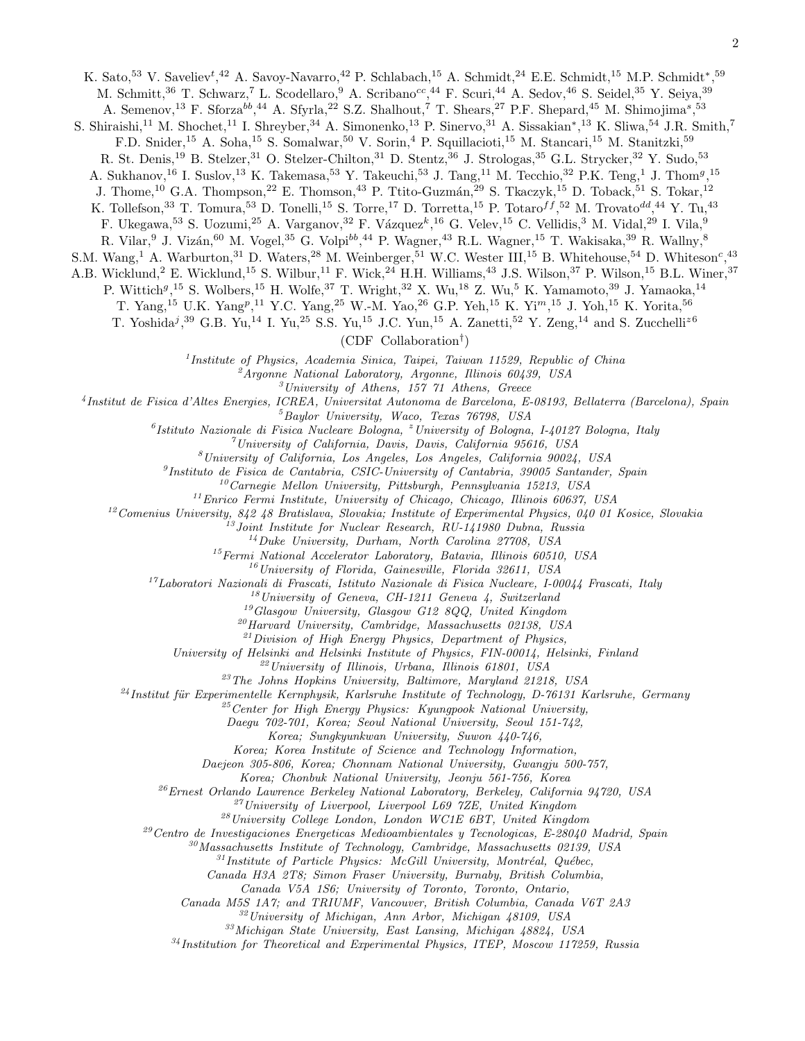K. Sato,[53] V. Saveliev[t],[42] A. Savoy-Navarro,[42] P. Schlabach,[15] A. Schmidt,[24] E.E. Schmidt,[15] M.P. Schmidt[*],[59] M. Schmitt,[36] T. Schwarz,[7] L. Scodellaro,[9] A. Scribano[cc],[44] F. Scuri,[44] A. Sedov,[46] S. Seidel,[35] Y. Seiya,[39] A. Semenov,[13] F. Sforza[bb],[44] A. Sfyrla,[22] S.Z. Shalhout,[7] T. Shears,[27] P.F. Shepard,[45] M. Shimojima[s],[53] S. Shiraishi,[11] M. Shochet,[11] I. Shreyber,[34] A. Simonenko,[13] P. Sinervo,[31] A. Sissakian[*],[13] K. Sliwa,[54] J.R. Smith,[7] F.D. Snider,[15] A. Soha,[15] S. Somalwar,[50] V. Sorin,[4] P. Squillacioti,[15] M. Stancari,[15] M. Stanitzki,[59] R. St. Denis,[19] B. Stelzer,[31] O. Stelzer-Chilton,[31] D. Stentz,[36] J. Strologas,[35] G.L. Strycker,[32] Y. Sudo,[53] A. Sukhanov,[16] I. Suslov,[13] K. Takemasa,[53] Y. Takeuchi,[53] J. Tang,[11] M. Tecchio,[32] P.K. Teng,[1] J. Thom[g],[15] J. Thome,[10] G.A. Thompson,[22] E. Thomson,[43] P. Ttito-Guzmán,[29] S. Tkaczyk,[15] D. Toback,[51] S. Tokar,[12] K. Tollefson,[33] T. Tomura,[53] D. Tonelli,[15] S. Torre,[17] D. Torretta,[15] P. Totaro[ff],[52] M. Trovato[dd],[44] Y. Tu,[43] F. Ukegawa,[53] S. Uozumi,[25] A. Varganov,[32] F. Vázquez[k],[16] G. Velev,[15] C. Vellidis,[3] M. Vidal,[29] I. Vila,[9] R. Vilar,[9] J. Vizán,[60] M. Vogel,[35] G. Volpi[bb],[44] P. Wagner,[43] R.L. Wagner,[15] T. Wakisaka,[39] R. Wallny,[8] S.M. Wang,[1] A. Warburton,[31] D. Waters,[28] M. Weinberger,[51] W.C. Wester III,[15] B. Whitehouse,[54] D. Whiteson[c],[43] A.B. Wicklund,[2] E. Wicklund,[15] S. Wilbur,[11] F. Wick,[24] H.H. Williams,[43] J.S. Wilson,[37] P. Wilson,[15] B.L. Winer,[37] P. Wittich[g],[15] S. Wolbers,[15] H. Wolfe,[37] T. Wright,[32] X. Wu,[18] Z. Wu,[5] K. Yamamoto,[39] J. Yamaoka,[14] T. Yang,[15] U.K. Yang[p],[11] Y.C. Yang,[25] W.-M. Yao,[26] G.P. Yeh,[15] K. Yi[m],[15] J. Yoh,[15] K. Yorita,[56] T. Yoshida[j],[39] G.B. Yu,[14] I. Yu,[25] S.S. Yu,[15] J.C. Yun,[15] A. Zanetti,[52] Y. Zeng,[14] and S. Zucchelli[z],[6]

(CDF Collaboration[†])

[1] *Institute of Physics, Academia Sinica, Taipei, Taiwan 11529, Republic of China*
[2] *Argonne National Laboratory, Argonne, Illinois 60439, USA*
[3] *University of Athens, 157 71 Athens, Greece*
[4] *Institut de Fisica d'Altes Energies, ICREA, Universitat Autonoma de Barcelona, E-08193, Bellaterra (Barcelona), Spain*
[5] *Baylor University, Waco, Texas 76798, USA*
[6] *Istituto Nazionale di Fisica Nucleare Bologna, [z] University of Bologna, I-40127 Bologna, Italy*
[7] *University of California, Davis, Davis, California 95616, USA*
[8] *University of California, Los Angeles, Los Angeles, California 90024, USA*
[9] *Instituto de Fisica de Cantabria, CSIC-University of Cantabria, 39005 Santander, Spain*
[10] *Carnegie Mellon University, Pittsburgh, Pennsylvania 15213, USA*
[11] *Enrico Fermi Institute, University of Chicago, Chicago, Illinois 60637, USA*
[12] *Comenius University, 842 48 Bratislava, Slovakia; Institute of Experimental Physics, 040 01 Kosice, Slovakia*
[13] *Joint Institute for Nuclear Research, RU-141980 Dubna, Russia*
[14] *Duke University, Durham, North Carolina 27708, USA*
[15] *Fermi National Accelerator Laboratory, Batavia, Illinois 60510, USA*
[16] *University of Florida, Gainesville, Florida 32611, USA*
[17] *Laboratori Nazionali di Frascati, Istituto Nazionale di Fisica Nucleare, I-00044 Frascati, Italy*
[18] *University of Geneva, CH-1211 Geneva 4, Switzerland*
[19] *Glasgow University, Glasgow G12 8QQ, United Kingdom*
[20] *Harvard University, Cambridge, Massachusetts 02138, USA*
[21] *Division of High Energy Physics, Department of Physics, University of Helsinki and Helsinki Institute of Physics, FIN-00014, Helsinki, Finland*
[22] *University of Illinois, Urbana, Illinois 61801, USA*
[23] *The Johns Hopkins University, Baltimore, Maryland 21218, USA*
[24] *Institut für Experimentelle Kernphysik, Karlsruhe Institute of Technology, D-76131 Karlsruhe, Germany*
[25] *Center for High Energy Physics: Kyungpook National University, Daegu 702-701, Korea; Seoul National University, Seoul 151-742, Korea; Sungkyunkwan University, Suwon 440-746, Korea; Korea Institute of Science and Technology Information, Daejeon 305-806, Korea; Chonnam National University, Gwangju 500-757, Korea; Chonbuk National University, Jeonju 561-756, Korea*
[26] *Ernest Orlando Lawrence Berkeley National Laboratory, Berkeley, California 94720, USA*
[27] *University of Liverpool, Liverpool L69 7ZE, United Kingdom*
[28] *University College London, London WC1E 6BT, United Kingdom*
[29] *Centro de Investigaciones Energeticas Medioambientales y Tecnologicas, E-28040 Madrid, Spain*
[30] *Massachusetts Institute of Technology, Cambridge, Massachusetts 02139, USA*
[31] *Institute of Particle Physics: McGill University, Montréal, Québec, Canada H3A 2T8; Simon Fraser University, Burnaby, British Columbia, Canada V5A 1S6; University of Toronto, Toronto, Ontario, Canada M5S 1A7; and TRIUMF, Vancouver, British Columbia, Canada V6T 2A3*
[32] *University of Michigan, Ann Arbor, Michigan 48109, USA*
[33] *Michigan State University, East Lansing, Michigan 48824, USA*
[34] *Institution for Theoretical and Experimental Physics, ITEP, Moscow 117259, Russia*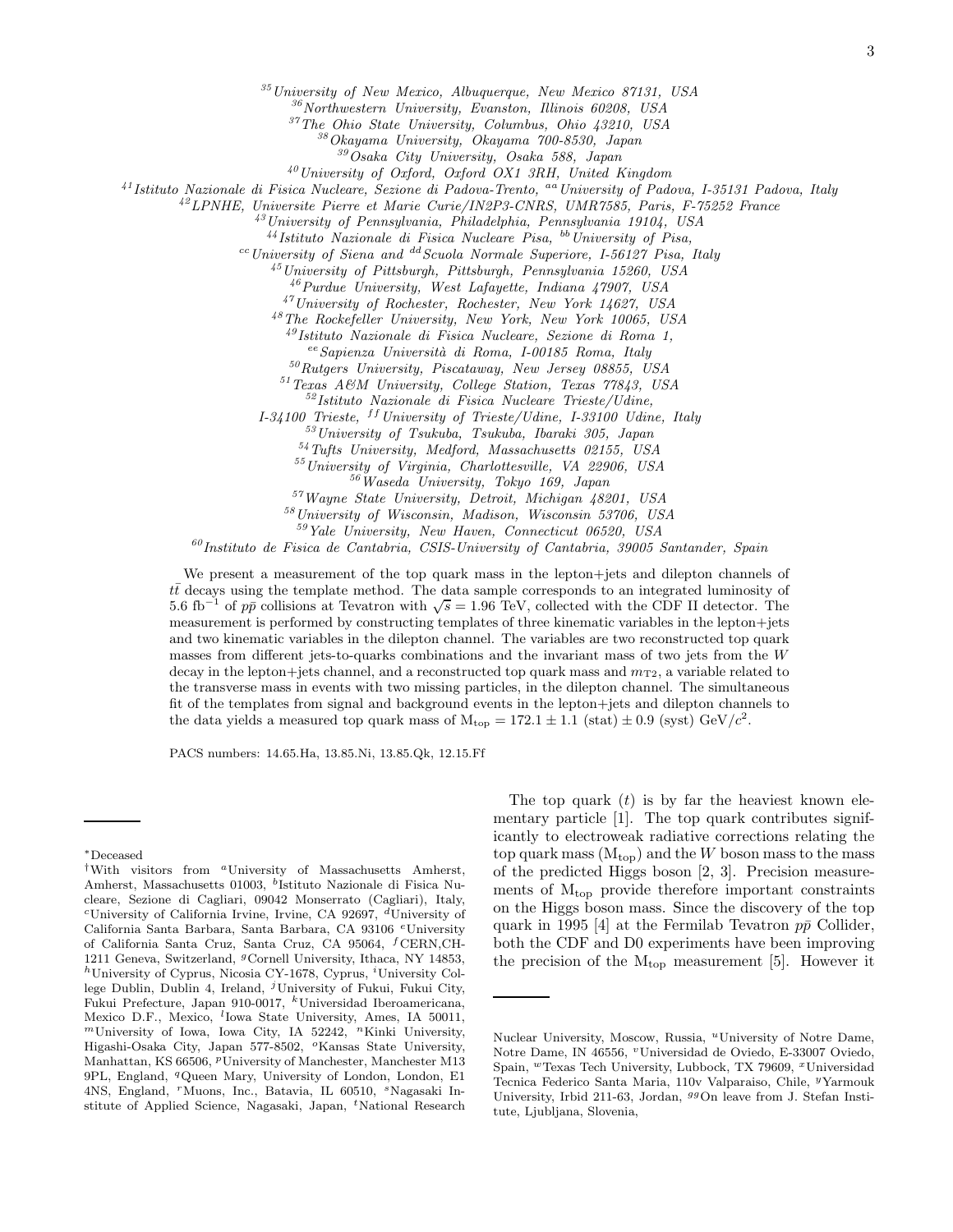[35]University of New Mexico, Albuquerque, New Mexico 87131, USA
[36]Northwestern University, Evanston, Illinois 60208, USA
[37]The Ohio State University, Columbus, Ohio 43210, USA
[38]Okayama University, Okayama 700-8530, Japan
[39]Osaka City University, Osaka 588, Japan
[40]University of Oxford, Oxford OX1 3RH, United Kingdom
[41]Istituto Nazionale di Fisica Nucleare, Sezione di Padova-Trento, [aa]University of Padova, I-35131 Padova, Italy
[42]LPNHE, Universite Pierre et Marie Curie/IN2P3-CNRS, UMR7585, Paris, F-75252 France
[43]University of Pennsylvania, Philadelphia, Pennsylvania 19104, USA
[44]Istituto Nazionale di Fisica Nucleare Pisa, [bb]University of Pisa,
[cc]University of Siena and [dd]Scuola Normale Superiore, I-56127 Pisa, Italy
[45]University of Pittsburgh, Pittsburgh, Pennsylvania 15260, USA
[46]Purdue University, West Lafayette, Indiana 47907, USA
[47]University of Rochester, Rochester, New York 14627, USA
[48]The Rockefeller University, New York, New York 10065, USA
[49]Istituto Nazionale di Fisica Nucleare, Sezione di Roma 1,
[ee]Sapienza Università di Roma, I-00185 Roma, Italy
[50]Rutgers University, Piscataway, New Jersey 08855, USA
[51]Texas A&M University, College Station, Texas 77843, USA
[52]Istituto Nazionale di Fisica Nucleare Trieste/Udine,
I-34100 Trieste, [ff]University of Trieste/Udine, I-33100 Udine, Italy
[53]University of Tsukuba, Tsukuba, Ibaraki 305, Japan
[54]Tufts University, Medford, Massachusetts 02155, USA
[55]University of Virginia, Charlottesville, VA 22906, USA
[56]Waseda University, Tokyo 169, Japan
[57]Wayne State University, Detroit, Michigan 48201, USA
[58]University of Wisconsin, Madison, Wisconsin 53706, USA
[59]Yale University, New Haven, Connecticut 06520, USA
[60]Instituto de Fisica de Cantabria, CSIS-University of Cantabria, 39005 Santander, Spain

We present a measurement of the top quark mass in the lepton+jets and dilepton channels of $t\bar{t}$ decays using the template method. The data sample corresponds to an integrated luminosity of 5.6 fb$^{-1}$ of $p\bar{p}$ collisions at Tevatron with $\sqrt{s} = 1.96$ TeV, collected with the CDF II detector. The measurement is performed by constructing templates of three kinematic variables in the lepton+jets and two kinematic variables in the dilepton channel. The variables are two reconstructed top quark masses from different jets-to-quarks combinations and the invariant mass of two jets from the $W$ decay in the lepton+jets channel, and a reconstructed top quark mass and $m_{T2}$, a variable related to the transverse mass in events with two missing particles, in the dilepton channel. The simultaneous fit of the templates from signal and background events in the lepton+jets and dilepton channels to the data yields a measured top quark mass of $\mathrm{M_{top}} = 172.1 \pm 1.1\ (\mathrm{stat}) \pm 0.9\ (\mathrm{syst})\ \mathrm{GeV}/c^2$.

PACS numbers: 14.65.Ha, 13.85.Ni, 13.85.Qk, 12.15.Ff

The top quark ($t$) is by far the heaviest known elementary particle [1]. The top quark contributes significantly to electroweak radiative corrections relating the top quark mass ($\mathrm{M_{top}}$) and the $W$ boson mass to the mass of the predicted Higgs boson [2, 3]. Precision measurements of $\mathrm{M_{top}}$ provide therefore important constraints on the Higgs boson mass. Since the discovery of the top quark in 1995 [4] at the Fermilab Tevatron $p\bar{p}$ Collider, both the CDF and D0 experiments have been improving the precision of the $\mathrm{M_{top}}$ measurement [5]. However it

*Deceased

†With visitors from [a]University of Massachusetts Amherst, Amherst, Massachusetts 01003, [b]Istituto Nazionale di Fisica Nucleare, Sezione di Cagliari, 09042 Monserrato (Cagliari), Italy, [c]University of California Irvine, Irvine, CA 92697, [d]University of California Santa Barbara, Santa Barbara, CA 93106 [e]University of California Santa Cruz, Santa Cruz, CA 95064, [f]CERN,CH-1211 Geneva, Switzerland, [g]Cornell University, Ithaca, NY 14853, [h]University of Cyprus, Nicosia CY-1678, Cyprus, [i]University College Dublin, Dublin 4, Ireland, [j]University of Fukui, Fukui City, Fukui Prefecture, Japan 910-0017, [k]Universidad Iberoamericana, Mexico D.F., Mexico, [l]Iowa State University, Ames, IA 50011, [m]University of Iowa, Iowa City, IA 52242, [n]Kinki University, Higashi-Osaka City, Japan 577-8502, [o]Kansas State University, Manhattan, KS 66506, [p]University of Manchester, Manchester M13 9PL, England, [q]Queen Mary, University of London, London, E1 4NS, England, [r]Muons, Inc., Batavia, IL 60510, [s]Nagasaki Institute of Applied Science, Nagasaki, Japan, [t]National Research Nuclear University, Moscow, Russia, [u]University of Notre Dame, Notre Dame, IN 46556, [v]Universidad de Oviedo, E-33007 Oviedo, Spain, [w]Texas Tech University, Lubbock, TX 79609, [x]Universidad Tecnica Federico Santa Maria, 110v Valparaiso, Chile, [y]Yarmouk University, Irbid 211-63, Jordan, [gg]On leave from J. Stefan Institute, Ljubljana, Slovenia,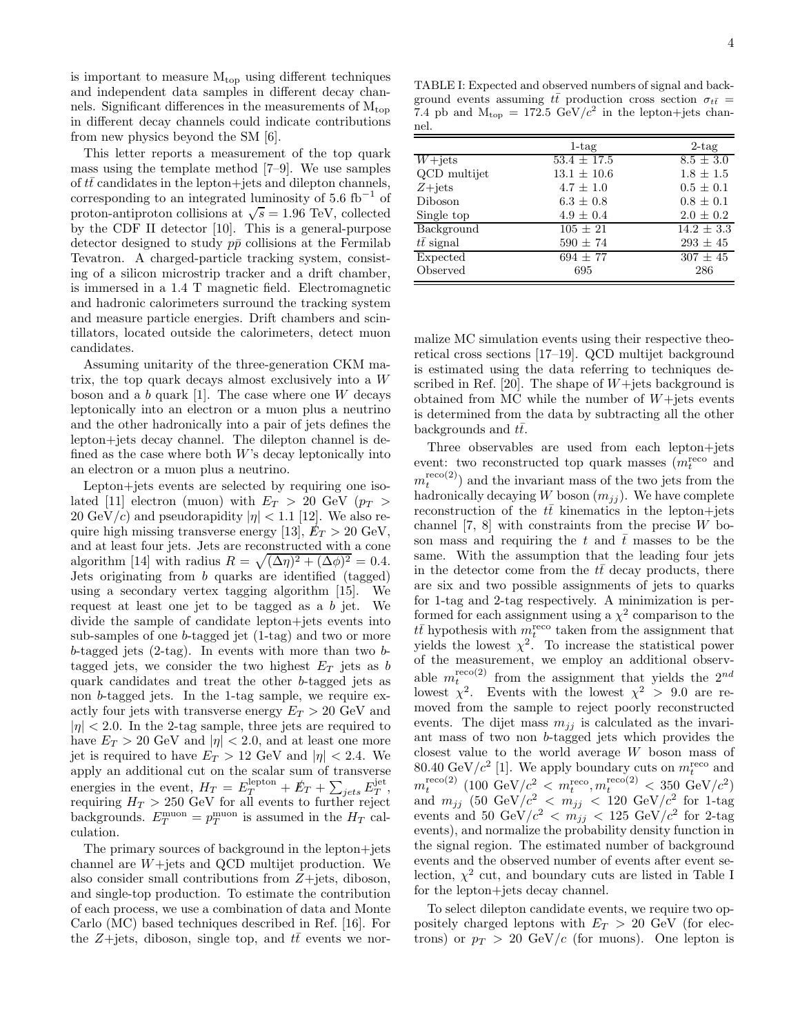is important to measure $M_{top}$ using different techniques and independent data samples in different decay channels. Significant differences in the measurements of $M_{top}$ in different decay channels could indicate contributions from new physics beyond the SM [6].

This letter reports a measurement of the top quark mass using the template method [7–9]. We use samples of $t\bar{t}$ candidates in the lepton+jets and dilepton channels, corresponding to an integrated luminosity of 5.6 fb$^{-1}$ of proton-antiproton collisions at $\sqrt{s} = 1.96$ TeV, collected by the CDF II detector [10]. This is a general-purpose detector designed to study $p\bar{p}$ collisions at the Fermilab Tevatron. A charged-particle tracking system, consisting of a silicon microstrip tracker and a drift chamber, is immersed in a 1.4 T magnetic field. Electromagnetic and hadronic calorimeters surround the tracking system and measure particle energies. Drift chambers and scintillators, located outside the calorimeters, detect muon candidates.

Assuming unitarity of the three-generation CKM matrix, the top quark decays almost exclusively into a $W$ boson and a $b$ quark [1]. The case where one $W$ decays leptonically into an electron or a muon plus a neutrino and the other hadronically into a pair of jets defines the lepton+jets decay channel. The dilepton channel is defined as the case where both $W$'s decay leptonically into an electron or a muon plus a neutrino.

Lepton+jets events are selected by requiring one isolated [11] electron (muon) with $E_T > 20$ GeV ($p_T > 20$ GeV$/c$) and pseudorapidity $|\eta| < 1.1$ [12]. We also require high missing transverse energy [13], $\not\!\!E_T > 20$ GeV, and at least four jets. Jets are reconstructed with a cone algorithm [14] with radius $R = \sqrt{(\Delta\eta)^2 + (\Delta\phi)^2} = 0.4$. Jets originating from $b$ quarks are identified (tagged) using a secondary vertex tagging algorithm [15]. We request at least one jet to be tagged as a $b$ jet. We divide the sample of candidate lepton+jets events into sub-samples of one $b$-tagged jet (1-tag) and two or more $b$-tagged jets (2-tag). In events with more than two $b$-tagged jets, we consider the two highest $E_T$ jets as $b$ quark candidates and treat the other $b$-tagged jets as non $b$-tagged jets. In the 1-tag sample, we require exactly four jets with transverse energy $E_T > 20$ GeV and $|\eta| < 2.0$. In the 2-tag sample, three jets are required to have $E_T > 20$ GeV and $|\eta| < 2.0$, and at least one more jet is required to have $E_T > 12$ GeV and $|\eta| < 2.4$. We apply an additional cut on the scalar sum of transverse energies in the event, $H_T = E_T^{\rm lepton} + \not\!\!E_T + \sum_{jets} E_T^{\rm jet}$, requiring $H_T > 250$ GeV for all events to further reject backgrounds. $E_T^{\rm muon} = p_T^{\rm muon}$ is assumed in the $H_T$ calculation.

The primary sources of background in the lepton+jets channel are $W$+jets and QCD multijet production. We also consider small contributions from $Z$+jets, diboson, and single-top production. To estimate the contribution of each process, we use a combination of data and Monte Carlo (MC) based techniques described in Ref. [16]. For the $Z$+jets, diboson, single top, and $t\bar{t}$ events we normalize MC simulation events using their respective theoretical cross sections [17–19]. QCD multijet background is estimated using the data referring to techniques described in Ref. [20]. The shape of $W$+jets background is obtained from MC while the number of $W$+jets events is determined from the data by subtracting all the other backgrounds and $t\bar{t}$.

TABLE I: Expected and observed numbers of signal and background events assuming $t\bar{t}$ production cross section $\sigma_{t\bar{t}} = 7.4$ pb and $M_{top} = 172.5$ GeV$/c^2$ in the lepton+jets channel.

| | 1-tag | 2-tag |
|---|---|---|
| $W$+jets | $53.4 \pm 17.5$ | $8.5 \pm 3.0$ |
| QCD multijet | $13.1 \pm 10.6$ | $1.8 \pm 1.5$ |
| $Z$+jets | $4.7 \pm 1.0$ | $0.5 \pm 0.1$ |
| Diboson | $6.3 \pm 0.8$ | $0.8 \pm 0.1$ |
| Single top | $4.9 \pm 0.4$ | $2.0 \pm 0.2$ |
| Background | $105 \pm 21$ | $14.2 \pm 3.3$ |
| $t\bar{t}$ signal | $590 \pm 74$ | $293 \pm 45$ |
| Expected | $694 \pm 77$ | $307 \pm 45$ |
| Observed | 695 | 286 |

Three observables are used from each lepton+jets event: two reconstructed top quark masses ($m_t^{\rm reco}$ and $m_t^{\rm reco(2)}$) and the invariant mass of the two jets from the hadronically decaying $W$ boson ($m_{jj}$). We have complete reconstruction of the $t\bar{t}$ kinematics in the lepton+jets channel [7, 8] with constraints from the precise $W$ boson mass and requiring the $t$ and $\bar{t}$ masses to be the same. With the assumption that the leading four jets in the detector come from the $t\bar{t}$ decay products, there are six and two possible assignments of jets to quarks for 1-tag and 2-tag respectively. A minimization is performed for each assignment using a $\chi^2$ comparison to the $t\bar{t}$ hypothesis with $m_t^{\rm reco}$ taken from the assignment that yields the lowest $\chi^2$. To increase the statistical power of the measurement, we employ an additional observable $m_t^{\rm reco(2)}$ from the assignment that yields the $2^{nd}$ lowest $\chi^2$. Events with the lowest $\chi^2 > 9.0$ are removed from the sample to reject poorly reconstructed events. The dijet mass $m_{jj}$ is calculated as the invariant mass of two non $b$-tagged jets which provides the closest value to the world average $W$ boson mass of 80.40 GeV$/c^2$ [1]. We apply boundary cuts on $m_t^{\rm reco}$ and $m_t^{\rm reco(2)}$ (100 GeV$/c^2 < m_t^{\rm reco}, m_t^{\rm reco(2)} <$ 350 GeV$/c^2$) and $m_{jj}$ (50 GeV$/c^2 < m_{jj} <$ 120 GeV$/c^2$ for 1-tag events and 50 GeV$/c^2 < m_{jj} <$ 125 GeV$/c^2$ for 2-tag events), and normalize the probability density function in the signal region. The estimated number of background events and the observed number of events after event selection, $\chi^2$ cut, and boundary cuts are listed in Table I for the lepton+jets decay channel.

To select dilepton candidate events, we require two oppositely charged leptons with $E_T > 20$ GeV (for electrons) or $p_T > 20$ GeV$/c$ (for muons). One lepton is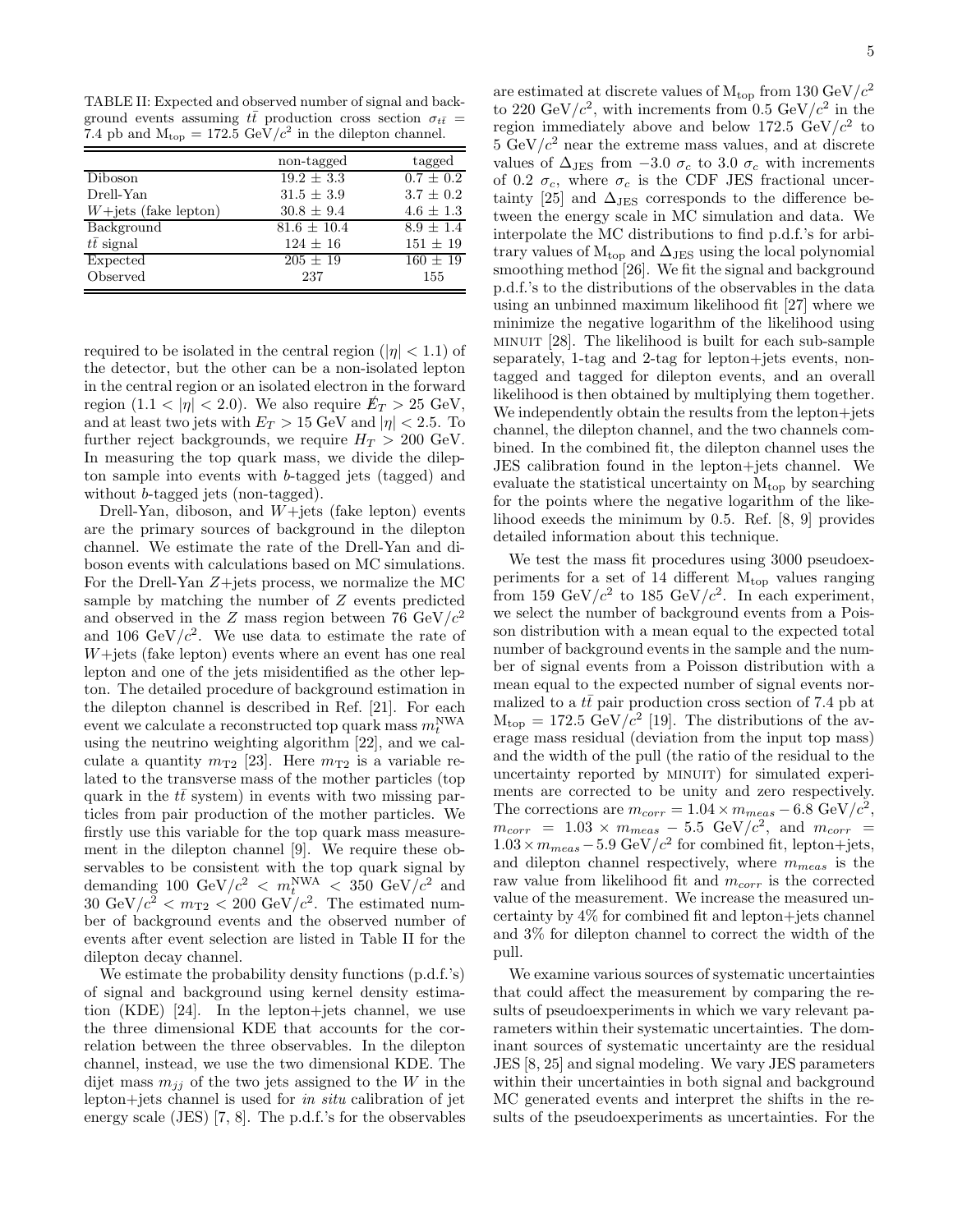TABLE II: Expected and observed number of signal and background events assuming $t\bar{t}$ production cross section $\sigma_{t\bar{t}}$ = 7.4 pb and $M_{top}$ = 172.5 GeV/$c^2$ in the dilepton channel.

| | non-tagged | tagged |
|---|---|---|
| Diboson | $19.2 \pm 3.3$ | $0.7 \pm 0.2$ |
| Drell-Yan | $31.5 \pm 3.9$ | $3.7 \pm 0.2$ |
| $W$+jets (fake lepton) | $30.8 \pm 9.4$ | $4.6 \pm 1.3$ |
| Background | $81.6 \pm 10.4$ | $8.9 \pm 1.4$ |
| $t\bar{t}$ signal | $124 \pm 16$ | $151 \pm 19$ |
| Expected | $205 \pm 19$ | $160 \pm 19$ |
| Observed | 237 | 155 |

required to be isolated in the central region ($|\eta| < 1.1$) of the detector, but the other can be a non-isolated lepton in the central region or an isolated electron in the forward region ($1.1 < |\eta| < 2.0$). We also require $\not\!\!E_T > 25$ GeV, and at least two jets with $E_T > 15$ GeV and $|\eta| < 2.5$. To further reject backgrounds, we require $H_T > 200$ GeV. In measuring the top quark mass, we divide the dilepton sample into events with $b$-tagged jets (tagged) and without $b$-tagged jets (non-tagged).

Drell-Yan, diboson, and $W$+jets (fake lepton) events are the primary sources of background in the dilepton channel. We estimate the rate of the Drell-Yan and diboson events with calculations based on MC simulations. For the Drell-Yan $Z$+jets process, we normalize the MC sample by matching the number of $Z$ events predicted and observed in the $Z$ mass region between 76 GeV/$c^2$ and 106 GeV/$c^2$. We use data to estimate the rate of $W$+jets (fake lepton) events where an event has one real lepton and one of the jets misidentified as the other lepton. The detailed procedure of background estimation in the dilepton channel is described in Ref. [21]. For each event we calculate a reconstructed top quark mass $m_t^{\mathrm{NWA}}$ using the neutrino weighting algorithm [22], and we calculate a quantity $m_{\mathrm{T2}}$ [23]. Here $m_{\mathrm{T2}}$ is a variable related to the transverse mass of the mother particles (top quark in the $t\bar{t}$ system) in events with two missing particles from pair production of the mother particles. We firstly use this variable for the top quark mass measurement in the dilepton channel [9]. We require these observables to be consistent with the top quark signal by demanding 100 GeV/$c^2$ $< m_t^{\mathrm{NWA}} <$ 350 GeV/$c^2$ and 30 GeV/$c^2$ $< m_{\mathrm{T2}} <$ 200 GeV/$c^2$. The estimated number of background events and the observed number of events after event selection are listed in Table II for the dilepton decay channel.

We estimate the probability density functions (p.d.f.'s) of signal and background using kernel density estimation (KDE) [24]. In the lepton+jets channel, we use the three dimensional KDE that accounts for the correlation between the three observables. In the dilepton channel, instead, we use the two dimensional KDE. The dijet mass $m_{jj}$ of the two jets assigned to the $W$ in the lepton+jets channel is used for *in situ* calibration of jet energy scale (JES) [7, 8]. The p.d.f.'s for the observables are estimated at discrete values of $M_{top}$ from 130 GeV/$c^2$ to 220 GeV/$c^2$, with increments from 0.5 GeV/$c^2$ in the region immediately above and below 172.5 GeV/$c^2$ to 5 GeV/$c^2$ near the extreme mass values, and at discrete values of $\Delta_{\mathrm{JES}}$ from $-3.0\ \sigma_c$ to $3.0\ \sigma_c$ with increments of $0.2\ \sigma_c$, where $\sigma_c$ is the CDF JES fractional uncertainty [25] and $\Delta_{\mathrm{JES}}$ corresponds to the difference between the energy scale in MC simulation and data. We interpolate the MC distributions to find p.d.f.'s for arbitrary values of $M_{top}$ and $\Delta_{\mathrm{JES}}$ using the local polynomial smoothing method [26]. We fit the signal and background p.d.f.'s to the distributions of the observables in the data using an unbinned maximum likelihood fit [27] where we minimize the negative logarithm of the likelihood using MINUIT [28]. The likelihood is built for each sub-sample separately, 1-tag and 2-tag for lepton+jets events, non-tagged and tagged for dilepton events, and an overall likelihood is then obtained by multiplying them together. We independently obtain the results from the lepton+jets channel, the dilepton channel, and the two channels combined. In the combined fit, the dilepton channel uses the JES calibration found in the lepton+jets channel. We evaluate the statistical uncertainty on $M_{top}$ by searching for the points where the negative logarithm of the likelihood exeeds the minimum by 0.5. Ref. [8, 9] provides detailed information about this technique.

We test the mass fit procedures using 3000 pseudoexperiments for a set of 14 different $M_{top}$ values ranging from 159 GeV/$c^2$ to 185 GeV/$c^2$. In each experiment, we select the number of background events from a Poisson distribution with a mean equal to the expected total number of background events in the sample and the number of signal events from a Poisson distribution with a mean equal to the expected number of signal events normalized to a $t\bar{t}$ pair production cross section of 7.4 pb at $M_{top}$ = 172.5 GeV/$c^2$ [19]. The distributions of the average mass residual (deviation from the input top mass) and the width of the pull (the ratio of the residual to the uncertainty reported by MINUIT) for simulated experiments are corrected to be unity and zero respectively. The corrections are $m_{corr} = 1.04 \times m_{meas} - 6.8$ GeV/$c^2$, $m_{corr} = 1.03 \times m_{meas} - 5.5$ GeV/$c^2$, and $m_{corr} = 1.03 \times m_{meas} - 5.9$ GeV/$c^2$ for combined fit, lepton+jets, and dilepton channel respectively, where $m_{meas}$ is the raw value from likelihood fit and $m_{corr}$ is the corrected value of the measurement. We increase the measured uncertainty by 4% for combined fit and lepton+jets channel and 3% for dilepton channel to correct the width of the pull.

We examine various sources of systematic uncertainties that could affect the measurement by comparing the results of pseudoexperiments in which we vary relevant parameters within their systematic uncertainties. The dominant sources of systematic uncertainty are the residual JES [8, 25] and signal modeling. We vary JES parameters within their uncertainties in both signal and background MC generated events and interpret the shifts in the results of the pseudoexperiments as uncertainties. For the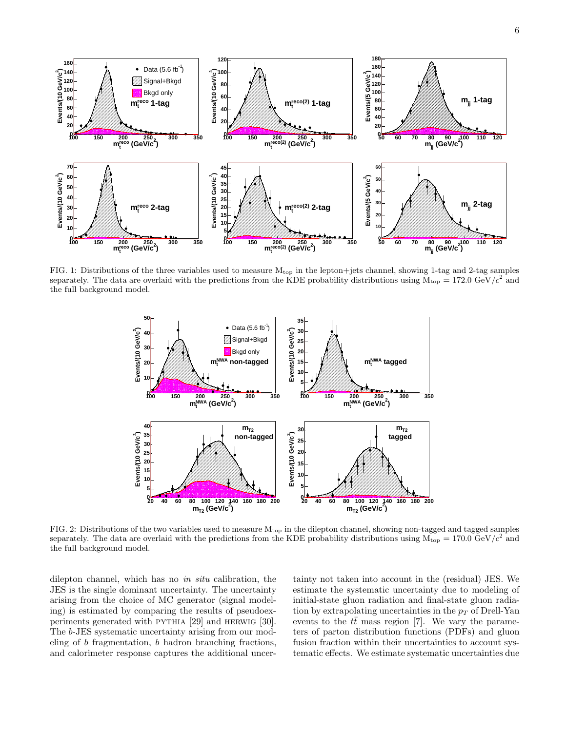FIG. 1: Distributions of the three variables used to measure $M_{top}$ in the lepton+jets channel, showing 1-tag and 2-tag samples separately. The data are overlaid with the predictions from the KDE probability distributions using $M_{top}$ = 172.0 GeV/$c^2$ and the full background model.

FIG. 2: Distributions of the two variables used to measure $M_{top}$ in the dilepton channel, showing non-tagged and tagged samples separately. The data are overlaid with the predictions from the KDE probability distributions using $M_{top}$ = 170.0 GeV/$c^2$ and the full background model.

dilepton channel, which has no *in situ* calibration, the JES is the single dominant uncertainty. The uncertainty arising from the choice of MC generator (signal modeling) is estimated by comparing the results of pseudoexperiments generated with PYTHIA [29] and HERWIG [30]. The $b$-JES systematic uncertainty arising from our modeling of $b$ fragmentation, $b$ hadron branching fractions, and calorimeter response captures the additional uncertainty not taken into account in the (residual) JES. We estimate the systematic uncertainty due to modeling of initial-state gluon radiation and final-state gluon radiation by extrapolating uncertainties in the $p_T$ of Drell-Yan events to the $t\bar{t}$ mass region [7]. We vary the parameters of parton distribution functions (PDFs) and gluon fusion fraction within their uncertainties to account systematic effects. We estimate systematic uncertainties due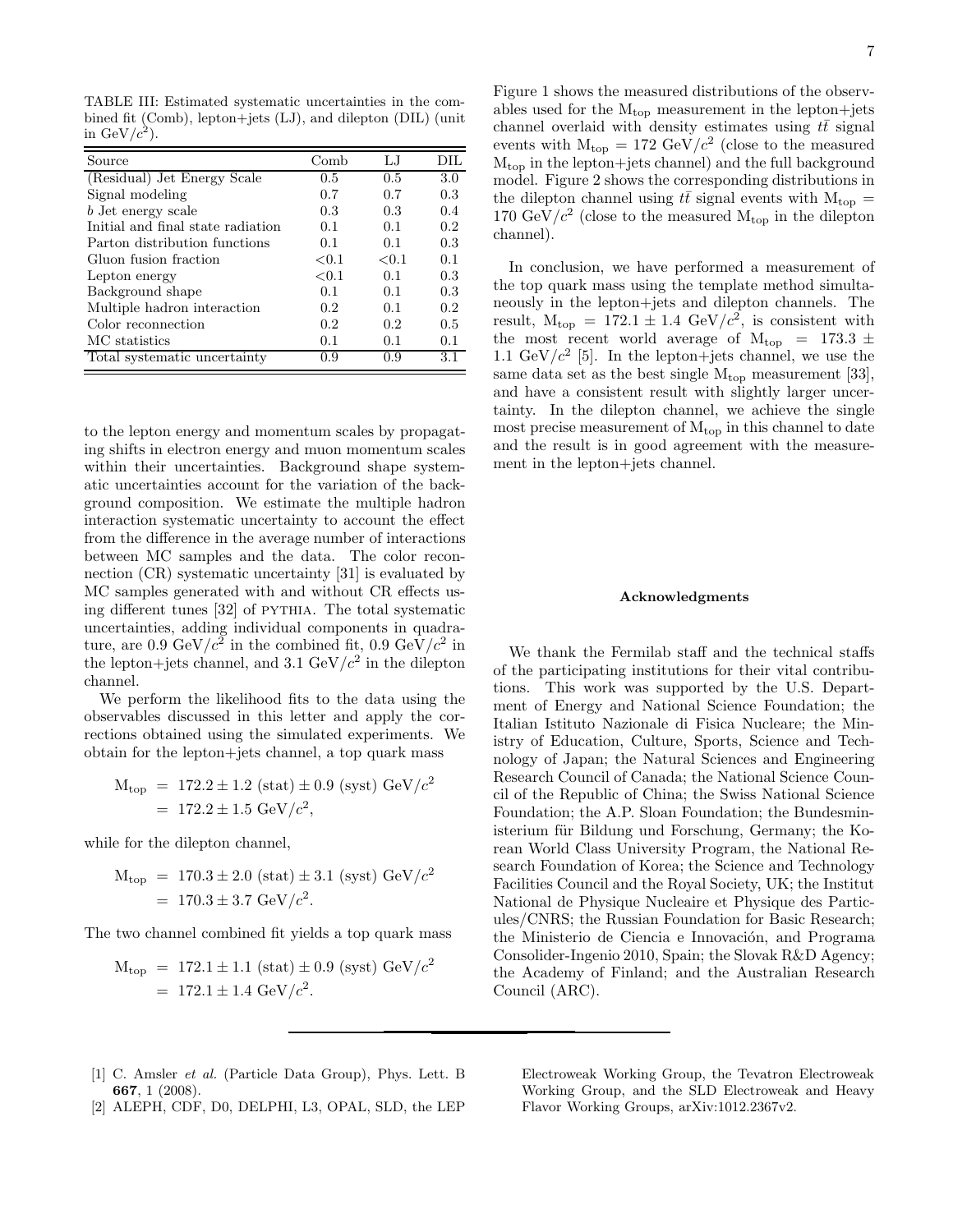TABLE III: Estimated systematic uncertainties in the combined fit (Comb), lepton+jets (LJ), and dilepton (DIL) (unit in GeV/$c^2$).

| Source | Comb | LJ | DIL |
|---|---|---|---|
| (Residual) Jet Energy Scale | 0.5 | 0.5 | 3.0 |
| Signal modeling | 0.7 | 0.7 | 0.3 |
| $b$ Jet energy scale | 0.3 | 0.3 | 0.4 |
| Initial and final state radiation | 0.1 | 0.1 | 0.2 |
| Parton distribution functions | 0.1 | 0.1 | 0.3 |
| Gluon fusion fraction | <0.1 | <0.1 | 0.1 |
| Lepton energy | <0.1 | 0.1 | 0.3 |
| Background shape | 0.1 | 0.1 | 0.3 |
| Multiple hadron interaction | 0.2 | 0.1 | 0.2 |
| Color reconnection | 0.2 | 0.2 | 0.5 |
| MC statistics | 0.1 | 0.1 | 0.1 |
| Total systematic uncertainty | 0.9 | 0.9 | 3.1 |

to the lepton energy and momentum scales by propagating shifts in electron energy and muon momentum scales within their uncertainties. Background shape systematic uncertainties account for the variation of the background composition. We estimate the multiple hadron interaction systematic uncertainty to account the effect from the difference in the average number of interactions between MC samples and the data. The color reconnection (CR) systematic uncertainty [31] is evaluated by MC samples generated with and without CR effects using different tunes [32] of PYTHIA. The total systematic uncertainties, adding individual components in quadrature, are 0.9 GeV/$c^2$ in the combined fit, 0.9 GeV/$c^2$ in the lepton+jets channel, and 3.1 GeV/$c^2$ in the dilepton channel.

We perform the likelihood fits to the data using the observables discussed in this letter and apply the corrections obtained using the simulated experiments. We obtain for the lepton+jets channel, a top quark mass

$$
\begin{aligned}
\mathrm{M_{top}} &= 172.2 \pm 1.2 \text{ (stat)} \pm 0.9 \text{ (syst) GeV}/c^2 \\
&= 172.2 \pm 1.5 \text{ GeV}/c^2,
\end{aligned}
$$

while for the dilepton channel,

$$
\begin{aligned}
\mathrm{M_{top}} &= 170.3 \pm 2.0 \text{ (stat)} \pm 3.1 \text{ (syst) GeV}/c^2 \\
&= 170.3 \pm 3.7 \text{ GeV}/c^2.
\end{aligned}
$$

The two channel combined fit yields a top quark mass

$$
\begin{aligned}
\mathrm{M_{top}} &= 172.1 \pm 1.1 \text{ (stat)} \pm 0.9 \text{ (syst) GeV}/c^2 \\
&= 172.1 \pm 1.4 \text{ GeV}/c^2.
\end{aligned}
$$

Figure 1 shows the measured distributions of the observables used for the $\mathrm{M_{top}}$ measurement in the lepton+jets channel overlaid with density estimates using $t\bar{t}$ signal events with $\mathrm{M_{top}} = 172$ GeV/$c^2$ (close to the measured $\mathrm{M_{top}}$ in the lepton+jets channel) and the full background model. Figure 2 shows the corresponding distributions in the dilepton channel using $t\bar{t}$ signal events with $\mathrm{M_{top}} = 170$ GeV/$c^2$ (close to the measured $\mathrm{M_{top}}$ in the dilepton channel).

In conclusion, we have performed a measurement of the top quark mass using the template method simultaneously in the lepton+jets and dilepton channels. The result, $\mathrm{M_{top}} = 172.1 \pm 1.4$ GeV/$c^2$, is consistent with the most recent world average of $\mathrm{M_{top}} = 173.3 \pm 1.1$ GeV/$c^2$ [5]. In the lepton+jets channel, we use the same data set as the best single $\mathrm{M_{top}}$ measurement [33], and have a consistent result with slightly larger uncertainty. In the dilepton channel, we achieve the single most precise measurement of $\mathrm{M_{top}}$ in this channel to date and the result is in good agreement with the measurement in the lepton+jets channel.

### Acknowledgments

We thank the Fermilab staff and the technical staffs of the participating institutions for their vital contributions. This work was supported by the U.S. Department of Energy and National Science Foundation; the Italian Istituto Nazionale di Fisica Nucleare; the Ministry of Education, Culture, Sports, Science and Technology of Japan; the Natural Sciences and Engineering Research Council of Canada; the National Science Council of the Republic of China; the Swiss National Science Foundation; the A.P. Sloan Foundation; the Bundesministerium für Bildung und Forschung, Germany; the Korean World Class University Program, the National Research Foundation of Korea; the Science and Technology Facilities Council and the Royal Society, UK; the Institut National de Physique Nucleaire et Physique des Particules/CNRS; the Russian Foundation for Basic Research; the Ministerio de Ciencia e Innovación, and Programa Consolider-Ingenio 2010, Spain; the Slovak R&D Agency; the Academy of Finland; and the Australian Research Council (ARC).

---

[1] C. Amsler *et al.* (Particle Data Group), Phys. Lett. B **667**, 1 (2008).

[2] ALEPH, CDF, D0, DELPHI, L3, OPAL, SLD, the LEP Electroweak Working Group, the Tevatron Electroweak Working Group, and the SLD Electroweak and Heavy Flavor Working Groups, arXiv:1012.2367v2.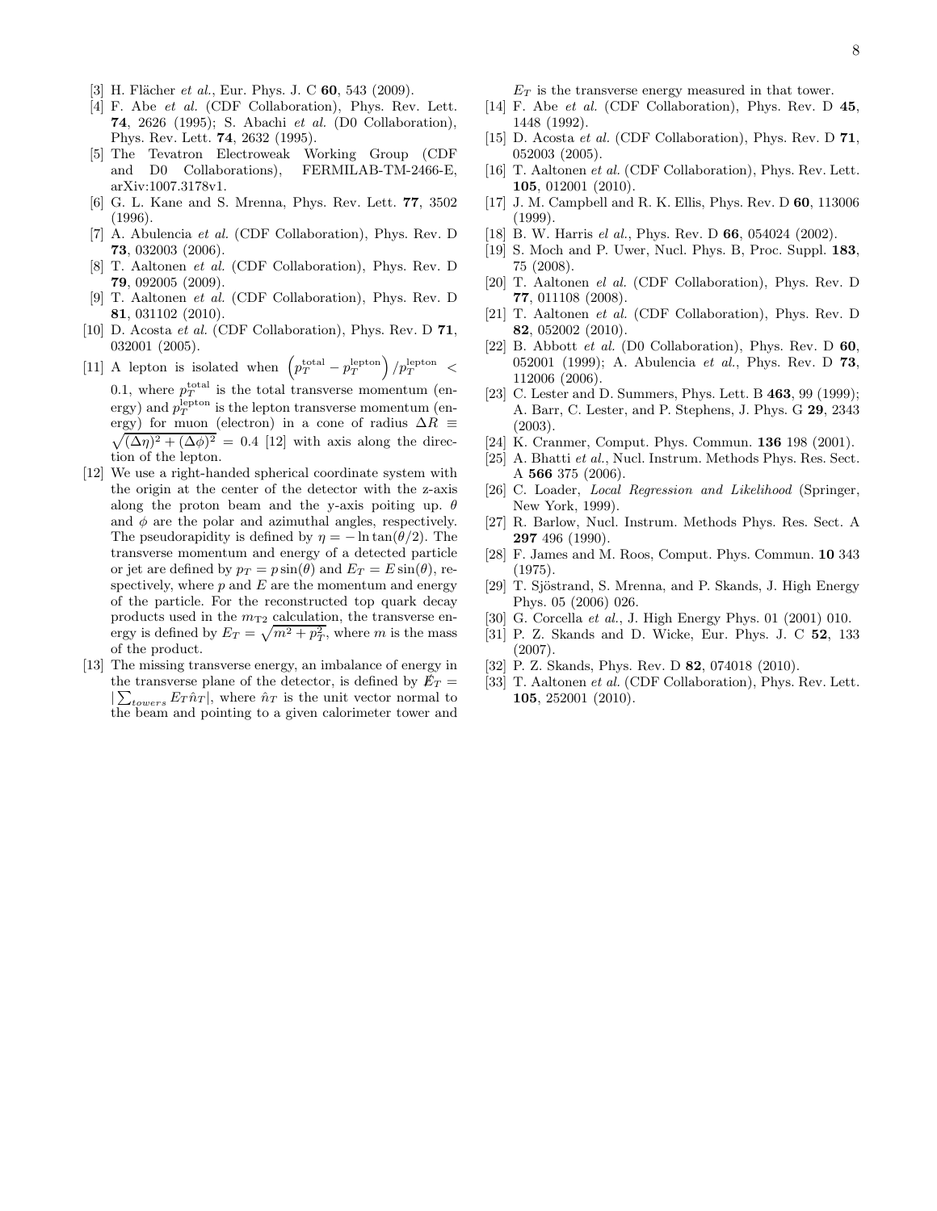[3] H. Flächer *et al.*, Eur. Phys. J. C **60**, 543 (2009).

[4] F. Abe *et al.* (CDF Collaboration), Phys. Rev. Lett. **74**, 2626 (1995); S. Abachi *et al.* (D0 Collaboration), Phys. Rev. Lett. **74**, 2632 (1995).

[5] The Tevatron Electroweak Working Group (CDF and D0 Collaborations), FERMILAB-TM-2466-E, arXiv:1007.3178v1.

[6] G. L. Kane and S. Mrenna, Phys. Rev. Lett. **77**, 3502 (1996).

[7] A. Abulencia *et al.* (CDF Collaboration), Phys. Rev. D **73**, 032003 (2006).

[8] T. Aaltonen *et al.* (CDF Collaboration), Phys. Rev. D **79**, 092005 (2009).

[9] T. Aaltonen *et al.* (CDF Collaboration), Phys. Rev. D **81**, 031102 (2010).

[10] D. Acosta *et al.* (CDF Collaboration), Phys. Rev. D **71**, 032001 (2005).

[11] A lepton is isolated when $\left(p_T^{\rm total} - p_T^{\rm lepton}\right)/p_T^{\rm lepton} < 0.1$, where $p_T^{\rm total}$ is the total transverse momentum (energy) and $p_T^{\rm lepton}$ is the lepton transverse momentum (energy) for muon (electron) in a cone of radius $\Delta R \equiv \sqrt{(\Delta\eta)^2 + (\Delta\phi)^2} = 0.4$ [12] with axis along the direction of the lepton.

[12] We use a right-handed spherical coordinate system with the origin at the center of the detector with the z-axis along the proton beam and the y-axis poiting up. $\theta$ and $\phi$ are the polar and azimuthal angles, respectively. The pseudorapidity is defined by $\eta = -\ln\tan(\theta/2)$. The transverse momentum and energy of a detected particle or jet are defined by $p_T = p\sin(\theta)$ and $E_T = E\sin(\theta)$, respectively, where $p$ and $E$ are the momentum and energy of the particle. For the reconstructed top quark decay products used in the $m_{\rm T2}$ calculation, the transverse energy is defined by $E_T = \sqrt{m^2 + p_T^2}$, where $m$ is the mass of the product.

[13] The missing transverse energy, an imbalance of energy in the transverse plane of the detector, is defined by $\not\!\!E_T = |\sum_{towers} E_T\hat{n}_T|$, where $\hat{n}_T$ is the unit vector normal to the beam and pointing to a given calorimeter tower and $E_T$ is the transverse energy measured in that tower.

[14] F. Abe *et al.* (CDF Collaboration), Phys. Rev. D **45**, 1448 (1992).

[15] D. Acosta *et al.* (CDF Collaboration), Phys. Rev. D **71**, 052003 (2005).

[16] T. Aaltonen *et al.* (CDF Collaboration), Phys. Rev. Lett. **105**, 012001 (2010).

[17] J. M. Campbell and R. K. Ellis, Phys. Rev. D **60**, 113006 (1999).

[18] B. W. Harris *el al.*, Phys. Rev. D **66**, 054024 (2002).

[19] S. Moch and P. Uwer, Nucl. Phys. B, Proc. Suppl. **183**, 75 (2008).

[20] T. Aaltonen *el al.* (CDF Collaboration), Phys. Rev. D **77**, 011108 (2008).

[21] T. Aaltonen *et al.* (CDF Collaboration), Phys. Rev. D **82**, 052002 (2010).

[22] B. Abbott *et al.* (D0 Collaboration), Phys. Rev. D **60**, 052001 (1999); A. Abulencia *et al.*, Phys. Rev. D **73**, 112006 (2006).

[23] C. Lester and D. Summers, Phys. Lett. B **463**, 99 (1999); A. Barr, C. Lester, and P. Stephens, J. Phys. G **29**, 2343 (2003).

[24] K. Cranmer, Comput. Phys. Commun. **136** 198 (2001).

[25] A. Bhatti *et al.*, Nucl. Instrum. Methods Phys. Res. Sect. A **566** 375 (2006).

[26] C. Loader, *Local Regression and Likelihood* (Springer, New York, 1999).

[27] R. Barlow, Nucl. Instrum. Methods Phys. Res. Sect. A **297** 496 (1990).

[28] F. James and M. Roos, Comput. Phys. Commun. **10** 343 (1975).

[29] T. Sjöstrand, S. Mrenna, and P. Skands, J. High Energy Phys. 05 (2006) 026.

[30] G. Corcella *et al.*, J. High Energy Phys. 01 (2001) 010.

[31] P. Z. Skands and D. Wicke, Eur. Phys. J. C **52**, 133 (2007).

[32] P. Z. Skands, Phys. Rev. D **82**, 074018 (2010).

[33] T. Aaltonen *et al.* (CDF Collaboration), Phys. Rev. Lett. **105**, 252001 (2010).